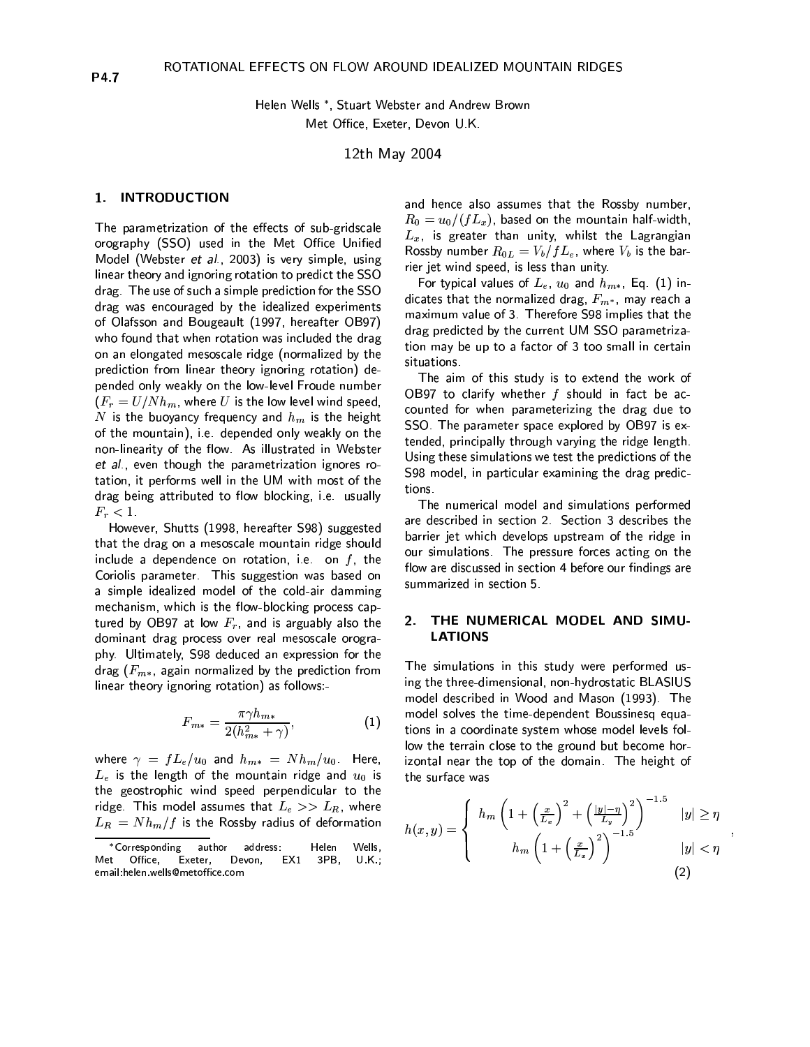P4.7

# ROTATIONAL EFFECTS ON FLOW AROUND IDEALIZED MOUNTAIN RIDGES

Helen Wells *, Stuart Webster and Andrew Brown
Met Office, Exeter, Devon U.K.

12th May 2004

## 1. INTRODUCTION

The parametrization of the effects of sub-gridscale orography (SSO) used in the Met Office Unified Model (Webster *et al.*, 2003) is very simple, using linear theory and ignoring rotation to predict the SSO drag. The use of such a simple prediction for the SSO drag was encouraged by the idealized experiments of Olafsson and Bougeault (1997, hereafter OB97) who found that when rotation was included the drag on an elongated mesoscale ridge (normalized by the prediction from linear theory ignoring rotation) depended only weakly on the low-level Froude number ($F_r = U/Nh_m$, where $U$ is the low level wind speed, $N$ is the buoyancy frequency and $h_m$ is the height of the mountain), i.e. depended only weakly on the non-linearity of the flow. As illustrated in Webster *et al.*, even though the parametrization ignores rotation, it performs well in the UM with most of the drag being attributed to flow blocking, i.e. usually $F_r < 1$.

However, Shutts (1998, hereafter S98) suggested that the drag on a mesoscale mountain ridge should include a dependence on rotation, i.e. on $f$, the Coriolis parameter. This suggestion was based on a simple idealized model of the cold-air damming mechanism, which is the flow-blocking process captured by OB97 at low $F_r$, and is arguably also the dominant drag process over real mesoscale orography. Ultimately, S98 deduced an expression for the drag ($F_{m*}$, again normalized by the prediction from linear theory ignoring rotation) as follows:-

$$F_{m*} = \frac{\pi \gamma h_{m*}}{2(h_{m*}^2 + \gamma)}, \qquad (1)$$

where $\gamma = fL_e/u_0$ and $h_{m*} = Nh_m/u_0$. Here, $L_e$ is the length of the mountain ridge and $u_0$ is the geostrophic wind speed perpendicular to the ridge. This model assumes that $L_e >> L_R$, where $L_R = Nh_m/f$ is the Rossby radius of deformation and hence also assumes that the Rossby number, $R_0 = u_0/(fL_x)$, based on the mountain half-width, $L_x$, is greater than unity, whilst the Lagrangian Rossby number $R_{0L} = V_b/fL_e$, where $V_b$ is the barrier jet wind speed, is less than unity.

For typical values of $L_e$, $u_0$ and $h_{m*}$, Eq. (1) indicates that the normalized drag, $F_{m*}$, may reach a maximum value of 3. Therefore S98 implies that the drag predicted by the current UM SSO parametrization may be up to a factor of 3 too small in certain situations.

The aim of this study is to extend the work of OB97 to clarify whether $f$ should in fact be accounted for when parameterizing the drag due to SSO. The parameter space explored by OB97 is extended, principally through varying the ridge length. Using these simulations we test the predictions of the S98 model, in particular examining the drag predictions.

The numerical model and simulations performed are described in section 2. Section 3 describes the barrier jet which develops upstream of the ridge in our simulations. The pressure forces acting on the flow are discussed in section 4 before our findings are summarized in section 5.

## 2. THE NUMERICAL MODEL AND SIMULATIONS

The simulations in this study were performed using the three-dimensional, non-hydrostatic BLASIUS model described in Wood and Mason (1993). The model solves the time-dependent Boussinesq equations in a coordinate system whose model levels follow the terrain close to the ground but become horizontal near the top of the domain. The height of the surface was

$$h(x,y) = \begin{cases} h_m \left(1 + \left(\frac{x}{L_x}\right)^2 + \left(\frac{|y|-\eta}{L_y}\right)^2\right)^{-1.5} & |y| \geq \eta \\ h_m \left(1 + \left(\frac{x}{L_x}\right)^2\right)^{-1.5} & |y| < \eta \end{cases}, \qquad (2)$$

*Corresponding author address: Helen Wells, Met Office, Exeter, Devon, EX1 3PB, U.K.; email:helen.wells@metoffice.com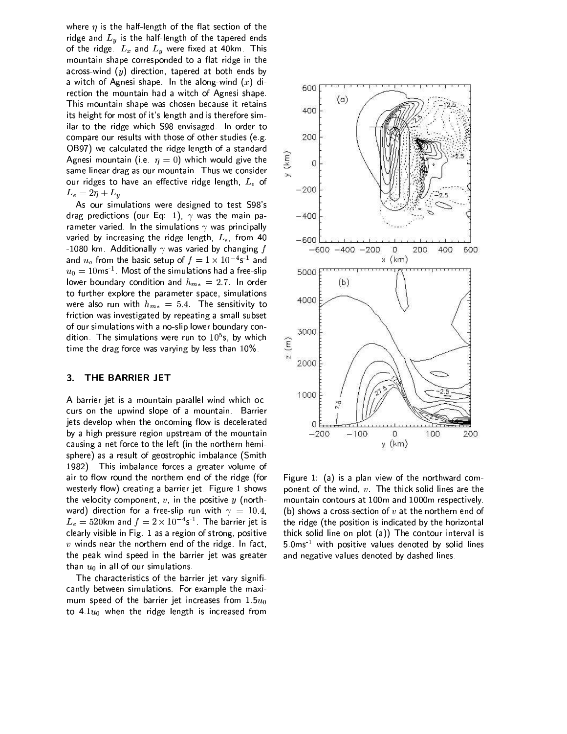where $\eta$ is the half-length of the flat section of the ridge and $L_y$ is the half-length of the tapered ends of the ridge. $L_x$ and $L_y$ were fixed at 40km. This mountain shape corresponded to a flat ridge in the across-wind ($y$) direction, tapered at both ends by a witch of Agnesi shape. In the along-wind ($x$) direction the mountain had a witch of Agnesi shape. This mountain shape was chosen because it retains its height for most of it's length and is therefore similar to the ridge which S98 envisaged. In order to compare our results with those of other studies (e.g. OB97) we calculated the ridge length of a standard Agnesi mountain (i.e. $\eta = 0$) which would give the same linear drag as our mountain. Thus we consider our ridges to have an effective ridge length, $L_e$ of $L_e = 2\eta + L_y$.

As our simulations were designed to test S98's drag predictions (our Eq: 1), $\gamma$ was the main parameter varied. In the simulations $\gamma$ was principally varied by increasing the ridge length, $L_e$, from 40 -1080 km. Additionally $\gamma$ was varied by changing $f$ and $u_o$ from the basic setup of $f = 1 \times 10^{-4}$s$^{-1}$ and $u_0 = 10$ms$^{-1}$. Most of the simulations had a free-slip lower boundary condition and $h_{m*} = 2.7$. In order to further explore the parameter space, simulations were also run with $h_{m*} = 5.4$. The sensitivity to friction was investigated by repeating a small subset of our simulations with a no-slip lower boundary condition. The simulations were run to $10^5$s, by which time the drag force was varying by less than 10%.

## 3. THE BARRIER JET

A barrier jet is a mountain parallel wind which occurs on the upwind slope of a mountain. Barrier jets develop when the oncoming flow is decelerated by a high pressure region upstream of the mountain causing a net force to the left (in the northern hemisphere) as a result of geostrophic imbalance (Smith 1982). This imbalance forces a greater volume of air to flow round the northern end of the ridge (for westerly flow) creating a barrier jet. Figure 1 shows the velocity component, $v$, in the positive $y$ (northward) direction for a free-slip run with $\gamma = 10.4$, $L_e = 520$km and $f = 2 \times 10^{-4}$s$^{-1}$. The barrier jet is clearly visible in Fig. 1 as a region of strong, positive $v$ winds near the northern end of the ridge. In fact, the peak wind speed in the barrier jet was greater than $u_0$ in all of our simulations.

The characteristics of the barrier jet vary significantly between simulations. For example the maximum speed of the barrier jet increases from $1.5u_0$ to $4.1u_0$ when the ridge length is increased from

Figure 1: (a) is a plan view of the northward component of the wind, $v$. The thick solid lines are the mountain contours at 100m and 1000m respectively. (b) shows a cross-section of $v$ at the northern end of the ridge (the position is indicated by the horizontal thick solid line on plot (a)) The contour interval is 5.0ms$^{-1}$ with positive values denoted by solid lines and negative values denoted by dashed lines.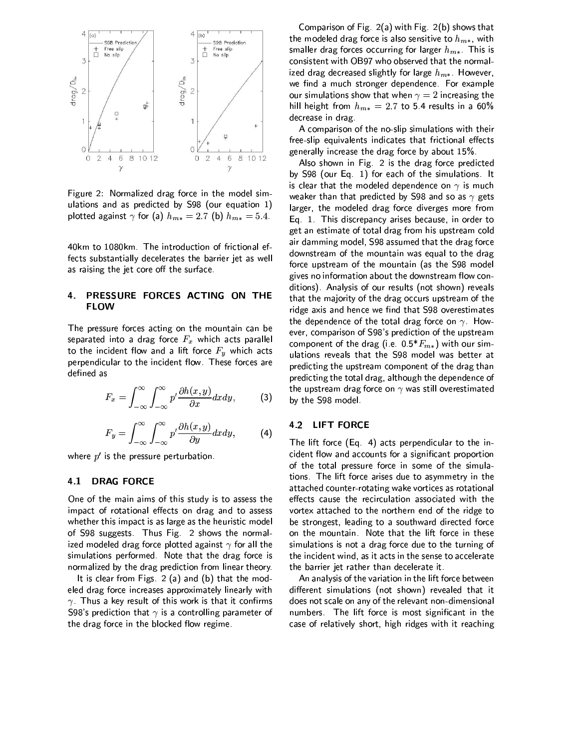Figure 2: Normalized drag force in the model simulations and as predicted by S98 (our equation 1) plotted against $\gamma$ for (a) $h_{m*} = 2.7$ (b) $h_{m*} = 5.4$.

40km to 1080km. The introduction of frictional effects substantially decelerates the barrier jet as well as raising the jet core off the surface.

## 4. PRESSURE FORCES ACTING ON THE FLOW

The pressure forces acting on the mountain can be separated into a drag force $F_x$ which acts parallel to the incident flow and a lift force $F_y$ which acts perpendicular to the incident flow. These forces are defined as

$$F_x = \int_{-\infty}^{\infty} \int_{-\infty}^{\infty} p' \frac{\partial h(x,y)}{\partial x} dx dy, \qquad (3)$$

$$F_y = \int_{-\infty}^{\infty} \int_{-\infty}^{\infty} p' \frac{\partial h(x,y)}{\partial y} dx dy, \qquad (4)$$

where $p'$ is the pressure perturbation.

### 4.1 DRAG FORCE

One of the main aims of this study is to assess the impact of rotational effects on drag and to assess whether this impact is as large as the heuristic model of S98 suggests. Thus Fig. 2 shows the normalized modeled drag force plotted against $\gamma$ for all the simulations performed. Note that the drag force is normalized by the drag prediction from linear theory.

It is clear from Figs. 2 (a) and (b) that the modeled drag force increases approximately linearly with $\gamma$. Thus a key result of this work is that it confirms S98's prediction that $\gamma$ is a controlling parameter of the drag force in the blocked flow regime.

Comparison of Fig. 2(a) with Fig. 2(b) shows that the modeled drag force is also sensitive to $h_{m*}$, with smaller drag forces occurring for larger $h_{m*}$. This is consistent with OB97 who observed that the normalized drag decreased slightly for large $h_{m*}$. However, we find a much stronger dependence. For example our simulations show that when $\gamma = 2$ increasing the hill height from $h_{m*} = 2.7$ to 5.4 results in a 60% decrease in drag.

A comparison of the no-slip simulations with their free-slip equivalents indicates that frictional effects generally increase the drag force by about 15%.

Also shown in Fig. 2 is the drag force predicted by S98 (our Eq. 1) for each of the simulations. It is clear that the modeled dependence on $\gamma$ is much weaker than that predicted by S98 and so as $\gamma$ gets larger, the modeled drag force diverges more from Eq. 1. This discrepancy arises because, in order to get an estimate of total drag from his upstream cold air damming model, S98 assumed that the drag force downstream of the mountain was equal to the drag force upstream of the mountain (as the S98 model gives no information about the downstream flow conditions). Analysis of our results (not shown) reveals that the majority of the drag occurs upstream of the ridge axis and hence we find that S98 overestimates the dependence of the total drag force on $\gamma$. However, comparison of S98's prediction of the upstream component of the drag (i.e. 0.5*$F_{m*}$) with our simulations reveals that the S98 model was better at predicting the upstream component of the drag than predicting the total drag, although the dependence of the upstream drag force on $\gamma$ was still overestimated by the S98 model.

### 4.2 LIFT FORCE

The lift force (Eq. 4) acts perpendicular to the incident flow and accounts for a significant proportion of the total pressure force in some of the simulations. The lift force arises due to asymmetry in the attached counter-rotating wake vortices as rotational effects cause the recirculation associated with the vortex attached to the northern end of the ridge to be strongest, leading to a southward directed force on the mountain. Note that the lift force in these simulations is not a drag force due to the turning of the incident wind, as it acts in the sense to accelerate the barrier jet rather than decelerate it.

An analysis of the variation in the lift force between different simulations (not shown) revealed that it does not scale on any of the relevant non-dimensional numbers. The lift force is most significant in the case of relatively short, high ridges with it reaching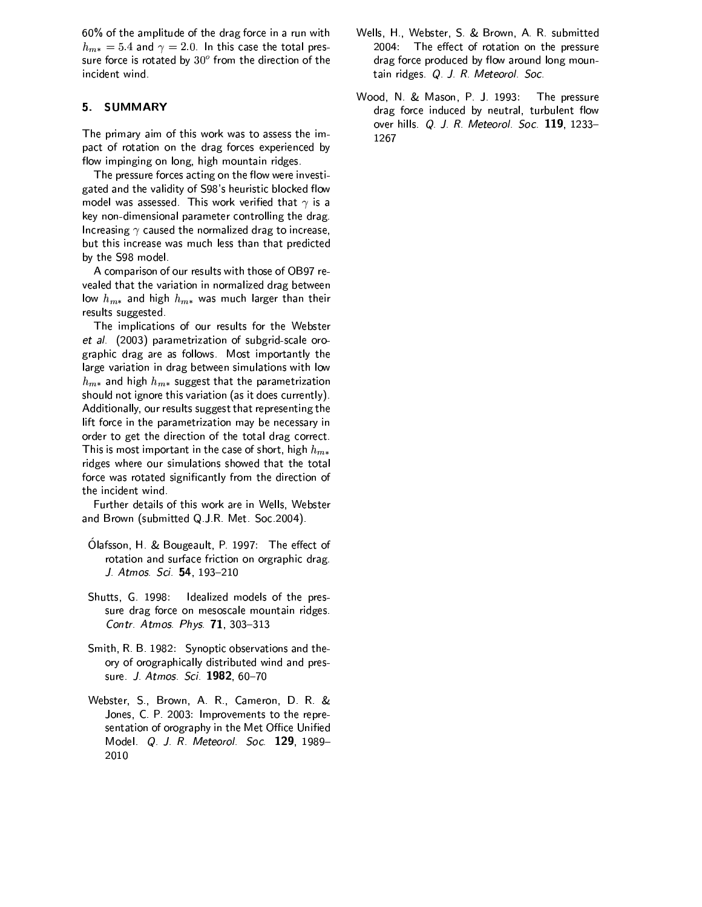60% of the amplitude of the drag force in a run with $h_{m*} = 5.4$ and $\gamma = 2.0$. In this case the total pressure force is rotated by $30^o$ from the direction of the incident wind.

## 5. SUMMARY

The primary aim of this work was to assess the impact of rotation on the drag forces experienced by flow impinging on long, high mountain ridges.

The pressure forces acting on the flow were investigated and the validity of S98's heuristic blocked flow model was assessed. This work verified that $\gamma$ is a key non-dimensional parameter controlling the drag. Increasing $\gamma$ caused the normalized drag to increase, but this increase was much less than that predicted by the S98 model.

A comparison of our results with those of OB97 revealed that the variation in normalized drag between low $h_{m*}$ and high $h_{m*}$ was much larger than their results suggested.

The implications of our results for the Webster *et al.* (2003) parametrization of subgrid-scale orographic drag are as follows. Most importantly the large variation in drag between simulations with low $h_{m*}$ and high $h_{m*}$ suggest that the parametrization should not ignore this variation (as it does currently). Additionally, our results suggest that representing the lift force in the parametrization may be necessary in order to get the direction of the total drag correct. This is most important in the case of short, high $h_{m*}$ ridges where our simulations showed that the total force was rotated significantly from the direction of the incident wind.

Further details of this work are in Wells, Webster and Brown (submitted Q.J.R. Met. Soc.2004).

Ólafsson, H. & Bougeault, P. 1997: The effect of rotation and surface friction on orgraphic drag. *J. Atmos. Sci.* **54**, 193–210

Shutts, G. 1998: Idealized models of the pressure drag force on mesoscale mountain ridges. *Contr. Atmos. Phys.* **71**, 303–313

Smith, R. B. 1982: Synoptic observations and theory of orographically distributed wind and pressure. *J. Atmos. Sci.* **1982**, 60–70

Webster, S., Brown, A. R., Cameron, D. R. & Jones, C. P. 2003: Improvements to the representation of orography in the Met Office Unified Model. *Q. J. R. Meteorol. Soc.* **129**, 1989–2010

Wells, H., Webster, S. & Brown, A. R. submitted 2004: The effect of rotation on the pressure drag force produced by flow around long mountain ridges. *Q. J. R. Meteorol. Soc.*

Wood, N. & Mason, P. J. 1993: The pressure drag force induced by neutral, turbulent flow over hills. *Q. J. R. Meteorol. Soc.* **119**, 1233–1267